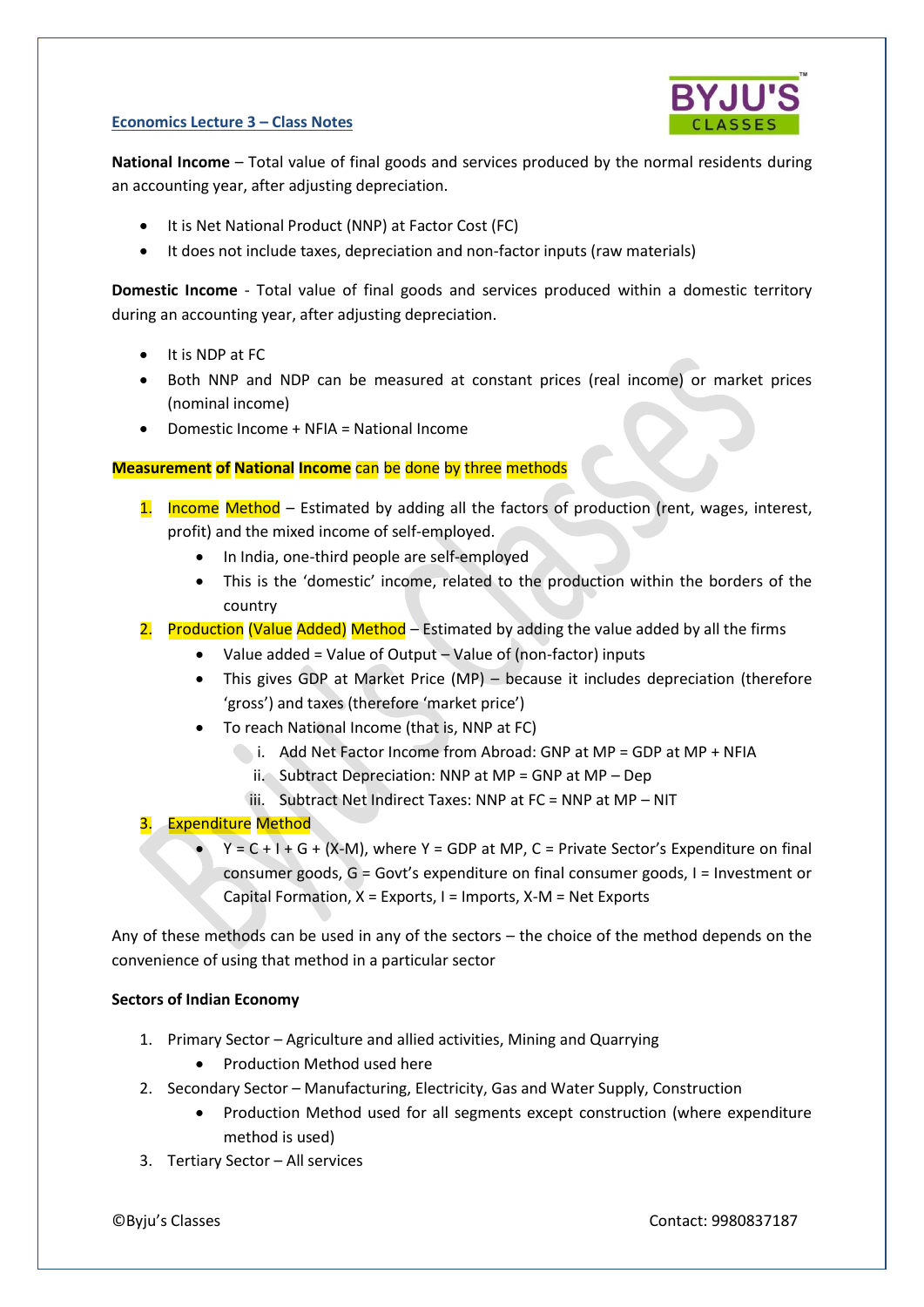## Economics Lecture 3 – Class Notes

**National Income** – Total value of final goods and services produced by the normal residents during an accounting year, after adjusting depreciation.

- It is Net National Product (NNP) at Factor Cost (FC)
- It does not include taxes, depreciation and non-factor inputs (raw materials)

**Domestic Income** - Total value of final goods and services produced within a domestic territory during an accounting year, after adjusting depreciation.

- It is NDP at FC
- Both NNP and NDP can be measured at constant prices (real income) or market prices (nominal income)
- Domestic Income + NFIA = National Income

**Measurement of National Income can be done by three methods**

1. Income Method – Estimated by adding all the factors of production (rent, wages, interest, profit) and the mixed income of self-employed.
   - In India, one-third people are self-employed
   - This is the 'domestic' income, related to the production within the borders of the country
2. Production (Value Added) Method – Estimated by adding the value added by all the firms
   - Value added = Value of Output – Value of (non-factor) inputs
   - This gives GDP at Market Price (MP) – because it includes depreciation (therefore 'gross') and taxes (therefore 'market price')
   - To reach National Income (that is, NNP at FC)
     i. Add Net Factor Income from Abroad: GNP at MP = GDP at MP + NFIA
     ii. Subtract Depreciation: NNP at MP = GNP at MP – Dep
     iii. Subtract Net Indirect Taxes: NNP at FC = NNP at MP – NIT
3. Expenditure Method
   - Y = C + I + G + (X-M), where Y = GDP at MP, C = Private Sector's Expenditure on final consumer goods, G = Govt's expenditure on final consumer goods, I = Investment or Capital Formation, X = Exports, I = Imports, X-M = Net Exports

Any of these methods can be used in any of the sectors – the choice of the method depends on the convenience of using that method in a particular sector

**Sectors of Indian Economy**

1. Primary Sector – Agriculture and allied activities, Mining and Quarrying
   - Production Method used here
2. Secondary Sector – Manufacturing, Electricity, Gas and Water Supply, Construction
   - Production Method used for all segments except construction (where expenditure method is used)
3. Tertiary Sector – All services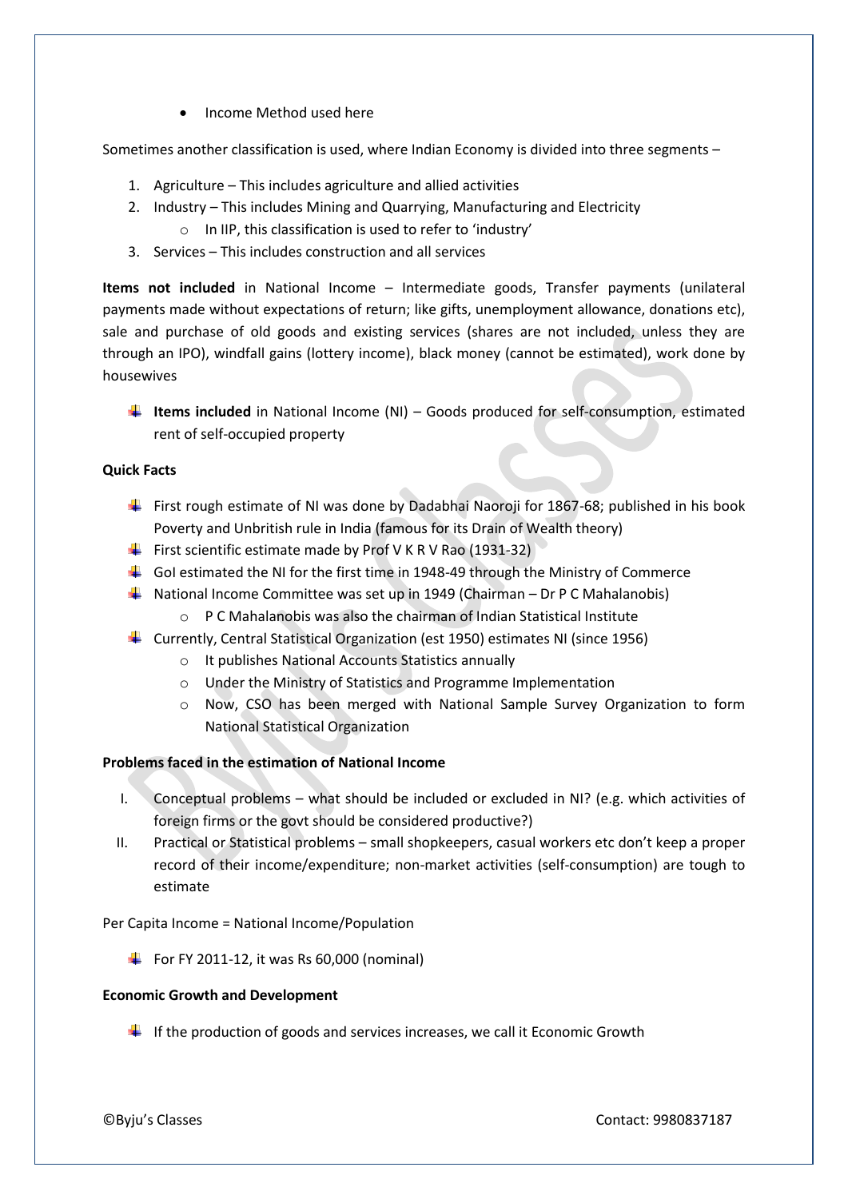- Income Method used here

Sometimes another classification is used, where Indian Economy is divided into three segments –

1. Agriculture – This includes agriculture and allied activities
2. Industry – This includes Mining and Quarrying, Manufacturing and Electricity
   - In IIP, this classification is used to refer to 'industry'
3. Services – This includes construction and all services

**Items not included** in National Income – Intermediate goods, Transfer payments (unilateral payments made without expectations of return; like gifts, unemployment allowance, donations etc), sale and purchase of old goods and existing services (shares are not included, unless they are through an IPO), windfall gains (lottery income), black money (cannot be estimated), work done by housewives

- **Items included** in National Income (NI) – Goods produced for self-consumption, estimated rent of self-occupied property

**Quick Facts**

- First rough estimate of NI was done by Dadabhai Naoroji for 1867-68; published in his book Poverty and Unbritish rule in India (famous for its Drain of Wealth theory)
- First scientific estimate made by Prof V K R V Rao (1931-32)
- GoI estimated the NI for the first time in 1948-49 through the Ministry of Commerce
- National Income Committee was set up in 1949 (Chairman – Dr P C Mahalanobis)
  - P C Mahalanobis was also the chairman of Indian Statistical Institute
- Currently, Central Statistical Organization (est 1950) estimates NI (since 1956)
  - It publishes National Accounts Statistics annually
  - Under the Ministry of Statistics and Programme Implementation
  - Now, CSO has been merged with National Sample Survey Organization to form National Statistical Organization

**Problems faced in the estimation of National Income**

I. Conceptual problems – what should be included or excluded in NI? (e.g. which activities of foreign firms or the govt should be considered productive?)
II. Practical or Statistical problems – small shopkeepers, casual workers etc don't keep a proper record of their income/expenditure; non-market activities (self-consumption) are tough to estimate

Per Capita Income = National Income/Population

- For FY 2011-12, it was Rs 60,000 (nominal)

**Economic Growth and Development**

- If the production of goods and services increases, we call it Economic Growth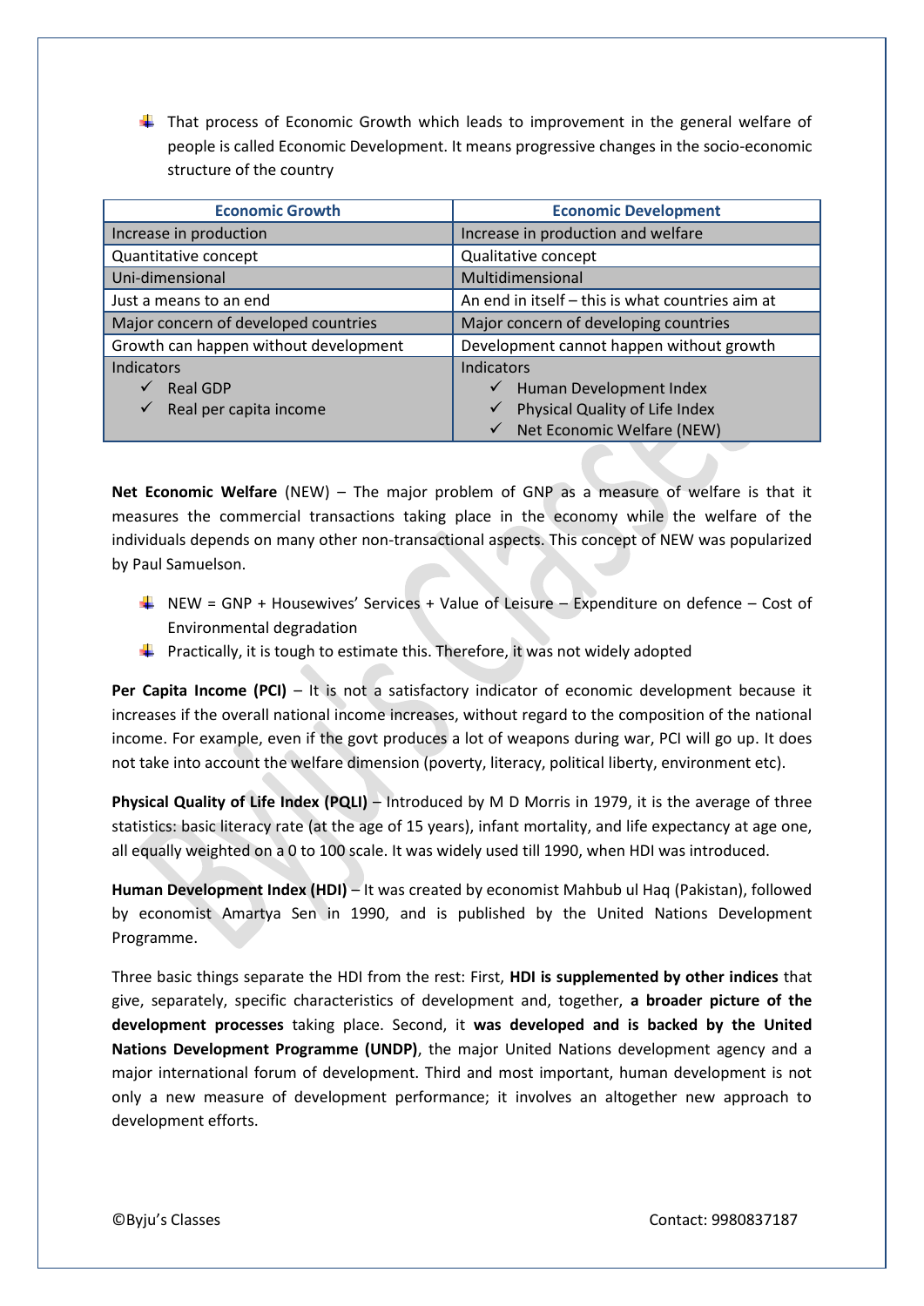- That process of Economic Growth which leads to improvement in the general welfare of people is called Economic Development. It means progressive changes in the socio-economic structure of the country

| Economic Growth | Economic Development |
|---|---|
| Increase in production | Increase in production and welfare |
| Quantitative concept | Qualitative concept |
| Uni-dimensional | Multidimensional |
| Just a means to an end | An end in itself – this is what countries aim at |
| Major concern of developed countries | Major concern of developing countries |
| Growth can happen without development | Development cannot happen without growth |
| Indicators<br>✓ Real GDP<br>✓ Real per capita income | Indicators<br>✓ Human Development Index<br>✓ Physical Quality of Life Index<br>✓ Net Economic Welfare (NEW) |

**Net Economic Welfare** (NEW) – The major problem of GNP as a measure of welfare is that it measures the commercial transactions taking place in the economy while the welfare of the individuals depends on many other non-transactional aspects. This concept of NEW was popularized by Paul Samuelson.

- NEW = GNP + Housewives' Services + Value of Leisure – Expenditure on defence – Cost of Environmental degradation
- Practically, it is tough to estimate this. Therefore, it was not widely adopted

**Per Capita Income (PCI)** – It is not a satisfactory indicator of economic development because it increases if the overall national income increases, without regard to the composition of the national income. For example, even if the govt produces a lot of weapons during war, PCI will go up. It does not take into account the welfare dimension (poverty, literacy, political liberty, environment etc).

**Physical Quality of Life Index (PQLI)** – Introduced by M D Morris in 1979, it is the average of three statistics: basic literacy rate (at the age of 15 years), infant mortality, and life expectancy at age one, all equally weighted on a 0 to 100 scale. It was widely used till 1990, when HDI was introduced.

**Human Development Index (HDI)** – It was created by economist Mahbub ul Haq (Pakistan), followed by economist Amartya Sen in 1990, and is published by the United Nations Development Programme.

Three basic things separate the HDI from the rest: First, **HDI is supplemented by other indices** that give, separately, specific characteristics of development and, together, **a broader picture of the development processes** taking place. Second, it **was developed and is backed by the United Nations Development Programme (UNDP)**, the major United Nations development agency and a major international forum of development. Third and most important, human development is not only a new measure of development performance; it involves an altogether new approach to development efforts.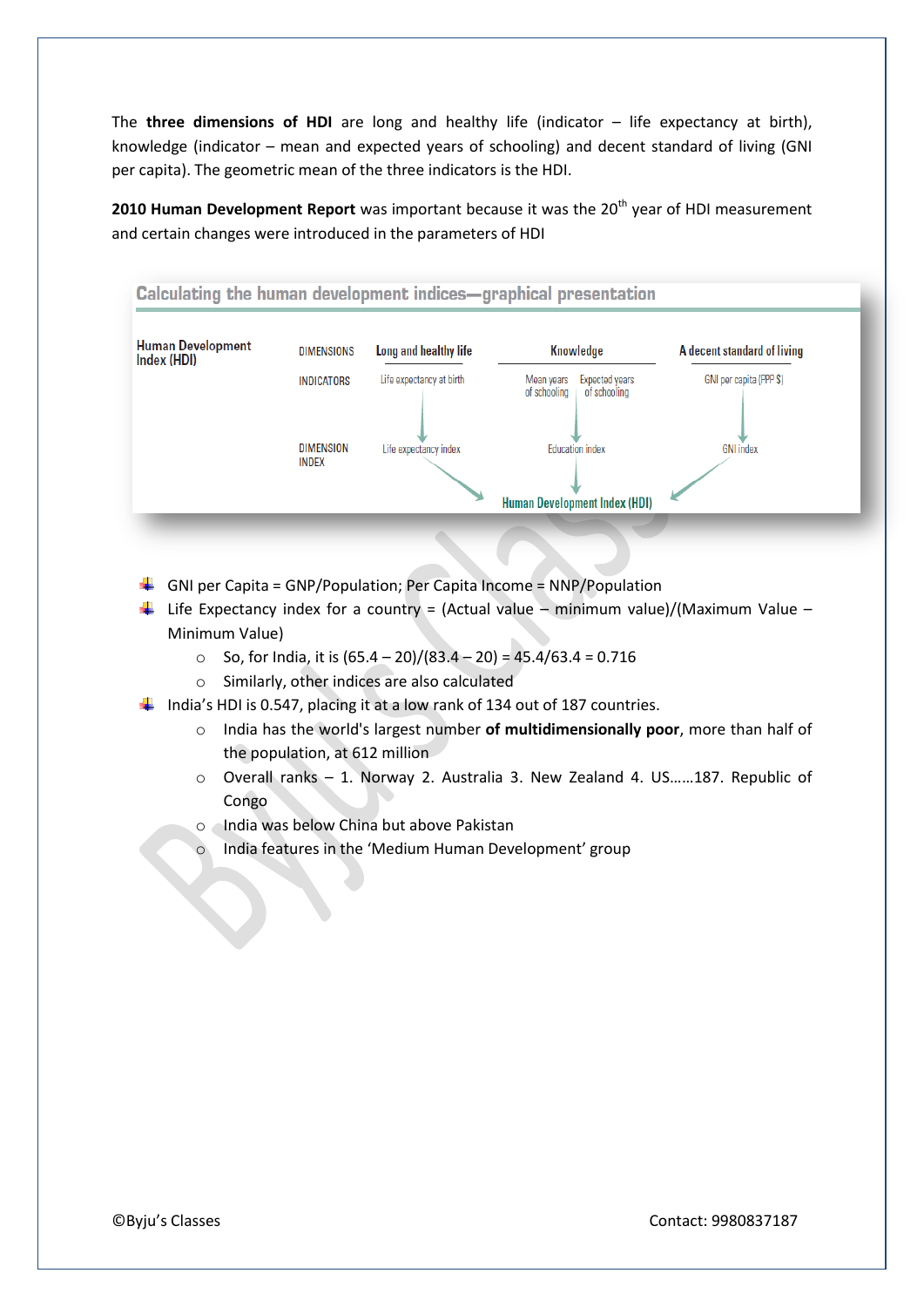The **three dimensions of HDI** are long and healthy life (indicator – life expectancy at birth), knowledge (indicator – mean and expected years of schooling) and decent standard of living (GNI per capita). The geometric mean of the three indicators is the HDI.

**2010 Human Development Report** was important because it was the 20th year of HDI measurement and certain changes were introduced in the parameters of HDI

Calculating the human development indices—graphical presentation

Human Development Index (HDI)

DIMENSIONS: Long and healthy life | Knowledge | A decent standard of living

INDICATORS: Life expectancy at birth | Mean years of schooling, Expected years of schooling | GNI per capita (PPP $)

DIMENSION INDEX: Life expectancy index | Education index | GNI index

Human Development Index (HDI)

- GNI per Capita = GNP/Population; Per Capita Income = NNP/Population
- Life Expectancy index for a country = (Actual value – minimum value)/(Maximum Value – Minimum Value)
  - So, for India, it is (65.4 – 20)/(83.4 – 20) = 45.4/63.4 = 0.716
  - Similarly, other indices are also calculated
- India's HDI is 0.547, placing it at a low rank of 134 out of 187 countries.
  - India has the world's largest number **of multidimensionally poor**, more than half of the population, at 612 million
  - Overall ranks – 1. Norway 2. Australia 3. New Zealand 4. US……187. Republic of Congo
  - India was below China but above Pakistan
  - India features in the 'Medium Human Development' group